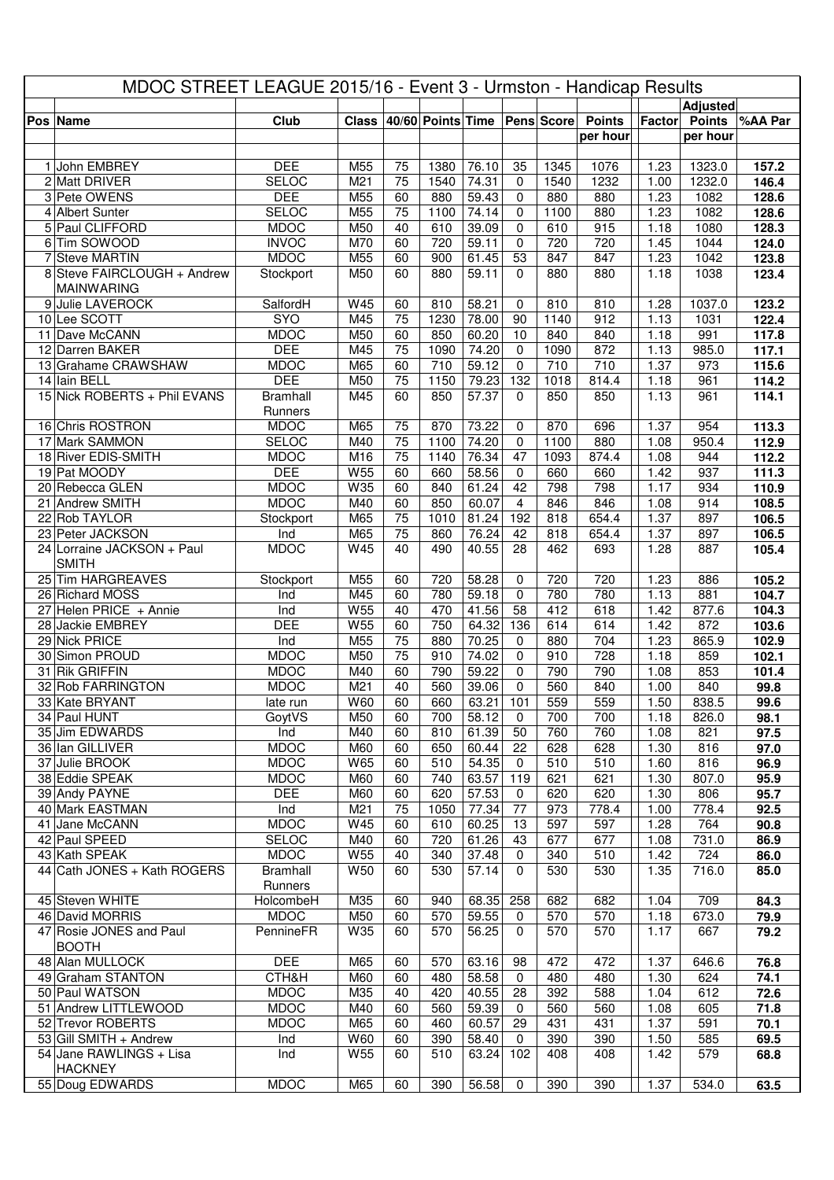# MDOC STREET LEAGUE 2015/16 - Event 3 - Urmston - Handicap Results

| Pos | Name | Club | Class | 40/60 | Points | Time | Pens | Score | Points per hour | Factor | Adjusted Points per hour | %AA Par |
|---|---|---|---|---|---|---|---|---|---|---|---|---|
| 1 | John EMBREY | DEE | M55 | 75 | 1380 | 76.10 | 35 | 1345 | 1076 | 1.23 | 1323.0 | **157.2** |
| 2 | Matt DRIVER | SELOC | M21 | 75 | 1540 | 74.31 | 0 | 1540 | 1232 | 1.00 | 1232.0 | **146.4** |
| 3 | Pete OWENS | DEE | M55 | 60 | 880 | 59.43 | 0 | 880 | 880 | 1.23 | 1082 | **128.6** |
| 4 | Albert Sunter | SELOC | M55 | 75 | 1100 | 74.14 | 0 | 1100 | 880 | 1.23 | 1082 | **128.6** |
| 5 | Paul CLIFFORD | MDOC | M50 | 40 | 610 | 39.09 | 0 | 610 | 915 | 1.18 | 1080 | **128.3** |
| 6 | Tim SOWOOD | INVOC | M70 | 60 | 720 | 59.11 | 0 | 720 | 720 | 1.45 | 1044 | **124.0** |
| 7 | Steve MARTIN | MDOC | M55 | 60 | 900 | 61.45 | 53 | 847 | 847 | 1.23 | 1042 | **123.8** |
| 8 | Steve FAIRCLOUGH + Andrew MAINWARING | Stockport | M50 | 60 | 880 | 59.11 | 0 | 880 | 880 | 1.18 | 1038 | **123.4** |
| 9 | Julie LAVEROCK | SalfordH | W45 | 60 | 810 | 58.21 | 0 | 810 | 810 | 1.28 | 1037.0 | **123.2** |
| 10 | Lee SCOTT | SYO | M45 | 75 | 1230 | 78.00 | 90 | 1140 | 912 | 1.13 | 1031 | **122.4** |
| 11 | Dave McCANN | MDOC | M50 | 60 | 850 | 60.20 | 10 | 840 | 840 | 1.18 | 991 | **117.8** |
| 12 | Darren BAKER | DEE | M45 | 75 | 1090 | 74.20 | 0 | 1090 | 872 | 1.13 | 985.0 | **117.1** |
| 13 | Grahame CRAWSHAW | MDOC | M65 | 60 | 710 | 59.12 | 0 | 710 | 710 | 1.37 | 973 | **115.6** |
| 14 | Iain BELL | DEE | M50 | 75 | 1150 | 79.23 | 132 | 1018 | 814.4 | 1.18 | 961 | **114.2** |
| 15 | Nick ROBERTS + Phil EVANS | Bramhall Runners | M45 | 60 | 850 | 57.37 | 0 | 850 | 850 | 1.13 | 961 | **114.1** |
| 16 | Chris ROSTRON | MDOC | M65 | 75 | 870 | 73.22 | 0 | 870 | 696 | 1.37 | 954 | **113.3** |
| 17 | Mark SAMMON | SELOC | M40 | 75 | 1100 | 74.20 | 0 | 1100 | 880 | 1.08 | 950.4 | **112.9** |
| 18 | River EDIS-SMITH | MDOC | M16 | 75 | 1140 | 76.34 | 47 | 1093 | 874.4 | 1.08 | 944 | **112.2** |
| 19 | Pat MOODY | DEE | W55 | 60 | 660 | 58.56 | 0 | 660 | 660 | 1.42 | 937 | **111.3** |
| 20 | Rebecca GLEN | MDOC | W35 | 60 | 840 | 61.24 | 42 | 798 | 798 | 1.17 | 934 | **110.9** |
| 21 | Andrew SMITH | MDOC | M40 | 60 | 850 | 60.07 | 4 | 846 | 846 | 1.08 | 914 | **108.5** |
| 22 | Rob TAYLOR | Stockport | M65 | 75 | 1010 | 81.24 | 192 | 818 | 654.4 | 1.37 | 897 | **106.5** |
| 23 | Peter JACKSON | Ind | M65 | 75 | 860 | 76.24 | 42 | 818 | 654.4 | 1.37 | 897 | **106.5** |
| 24 | Lorraine JACKSON + Paul SMITH | MDOC | W45 | 40 | 490 | 40.55 | 28 | 462 | 693 | 1.28 | 887 | **105.4** |
| 25 | Tim HARGREAVES | Stockport | M55 | 60 | 720 | 58.28 | 0 | 720 | 720 | 1.23 | 886 | **105.2** |
| 26 | Richard MOSS | Ind | M45 | 60 | 780 | 59.18 | 0 | 780 | 780 | 1.13 | 881 | **104.7** |
| 27 | Helen PRICE + Annie | Ind | W55 | 40 | 470 | 41.56 | 58 | 412 | 618 | 1.42 | 877.6 | **104.3** |
| 28 | Jackie EMBREY | DEE | W55 | 60 | 750 | 64.32 | 136 | 614 | 614 | 1.42 | 872 | **103.6** |
| 29 | Nick PRICE | Ind | M55 | 75 | 880 | 70.25 | 0 | 880 | 704 | 1.23 | 865.9 | **102.9** |
| 30 | Simon PROUD | MDOC | M50 | 75 | 910 | 74.02 | 0 | 910 | 728 | 1.18 | 859 | **102.1** |
| 31 | Rik GRIFFIN | MDOC | M40 | 60 | 790 | 59.22 | 0 | 790 | 790 | 1.08 | 853 | **101.4** |
| 32 | Rob FARRINGTON | MDOC | M21 | 40 | 560 | 39.06 | 0 | 560 | 840 | 1.00 | 840 | **99.8** |
| 33 | Kate BRYANT | late run | W60 | 60 | 660 | 63.21 | 101 | 559 | 559 | 1.50 | 838.5 | **99.6** |
| 34 | Paul HUNT | GoytVS | M50 | 60 | 700 | 58.12 | 0 | 700 | 700 | 1.18 | 826.0 | **98.1** |
| 35 | Jim EDWARDS | Ind | M40 | 60 | 810 | 61.39 | 50 | 760 | 760 | 1.08 | 821 | **97.5** |
| 36 | Ian GILLIVER | MDOC | M60 | 60 | 650 | 60.44 | 22 | 628 | 628 | 1.30 | 816 | **97.0** |
| 37 | Julie BROOK | MDOC | W65 | 60 | 510 | 54.35 | 0 | 510 | 510 | 1.60 | 816 | **96.9** |
| 38 | Eddie SPEAK | MDOC | M60 | 60 | 740 | 63.57 | 119 | 621 | 621 | 1.30 | 807.0 | **95.9** |
| 39 | Andy PAYNE | DEE | M60 | 60 | 620 | 57.53 | 0 | 620 | 620 | 1.30 | 806 | **95.7** |
| 40 | Mark EASTMAN | Ind | M21 | 75 | 1050 | 77.34 | 77 | 973 | 778.4 | 1.00 | 778.4 | **92.5** |
| 41 | Jane McCANN | MDOC | W45 | 60 | 610 | 60.25 | 13 | 597 | 597 | 1.28 | 764 | **90.8** |
| 42 | Paul SPEED | SELOC | M40 | 60 | 720 | 61.26 | 43 | 677 | 677 | 1.08 | 731.0 | **86.9** |
| 43 | Kath SPEAK | MDOC | W55 | 40 | 340 | 37.48 | 0 | 340 | 510 | 1.42 | 724 | **86.0** |
| 44 | Cath JONES + Kath ROGERS | Bramhall Runners | W50 | 60 | 530 | 57.14 | 0 | 530 | 530 | 1.35 | 716.0 | **85.0** |
| 45 | Steven WHITE | HolcombeH | M35 | 60 | 940 | 68.35 | 258 | 682 | 682 | 1.04 | 709 | **84.3** |
| 46 | David MORRIS | MDOC | M50 | 60 | 570 | 59.55 | 0 | 570 | 570 | 1.18 | 673.0 | **79.9** |
| 47 | Rosie JONES and Paul BOOTH | PennineFR | W35 | 60 | 570 | 56.25 | 0 | 570 | 570 | 1.17 | 667 | **79.2** |
| 48 | Alan MULLOCK | DEE | M65 | 60 | 570 | 63.16 | 98 | 472 | 472 | 1.37 | 646.6 | **76.8** |
| 49 | Graham STANTON | CTH&H | M60 | 60 | 480 | 58.58 | 0 | 480 | 480 | 1.30 | 624 | **74.1** |
| 50 | Paul WATSON | MDOC | M35 | 40 | 420 | 40.55 | 28 | 392 | 588 | 1.04 | 612 | **72.6** |
| 51 | Andrew LITTLEWOOD | MDOC | M40 | 60 | 560 | 59.39 | 0 | 560 | 560 | 1.08 | 605 | **71.8** |
| 52 | Trevor ROBERTS | MDOC | M65 | 60 | 460 | 60.57 | 29 | 431 | 431 | 1.37 | 591 | **70.1** |
| 53 | Gill SMITH + Andrew | Ind | W60 | 60 | 390 | 58.40 | 0 | 390 | 390 | 1.50 | 585 | **69.5** |
| 54 | Jane RAWLINGS + Lisa HACKNEY | Ind | W55 | 60 | 510 | 63.24 | 102 | 408 | 408 | 1.42 | 579 | **68.8** |
| 55 | Doug EDWARDS | MDOC | M65 | 60 | 390 | 56.58 | 0 | 390 | 390 | 1.37 | 534.0 | **63.5** |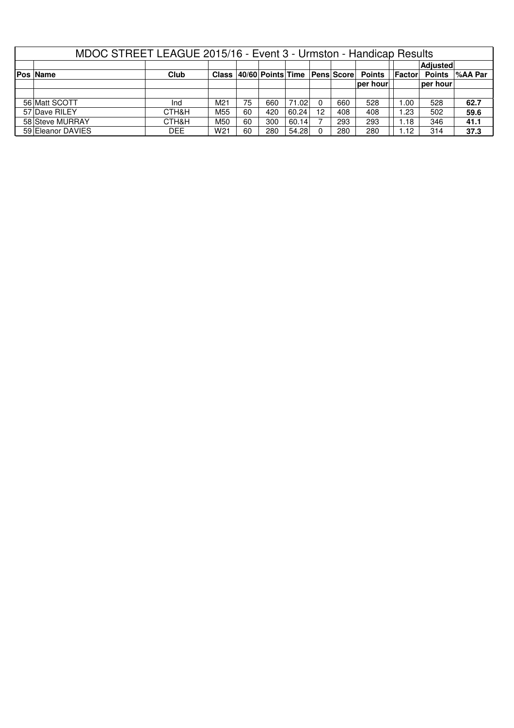# MDOC STREET LEAGUE 2015/16 - Event 3 - Urmston - Handicap Results

| Pos | Name | Club | Class | 40/60 | Points | Time | Pens | Score | Points per hour | Factor | Adjusted Points per hour | %AA Par |
|---|---|---|---|---|---|---|---|---|---|---|---|---|
| 56 | Matt SCOTT | Ind | M21 | 75 | 660 | 71.02 | 0 | 660 | 528 | 1.00 | 528 | **62.7** |
| 57 | Dave RILEY | CTH&H | M55 | 60 | 420 | 60.24 | 12 | 408 | 408 | 1.23 | 502 | **59.6** |
| 58 | Steve MURRAY | CTH&H | M50 | 60 | 300 | 60.14 | 7 | 293 | 293 | 1.18 | 346 | **41.1** |
| 59 | Eleanor DAVIES | DEE | W21 | 60 | 280 | 54.28 | 0 | 280 | 280 | 1.12 | 314 | **37.3** |